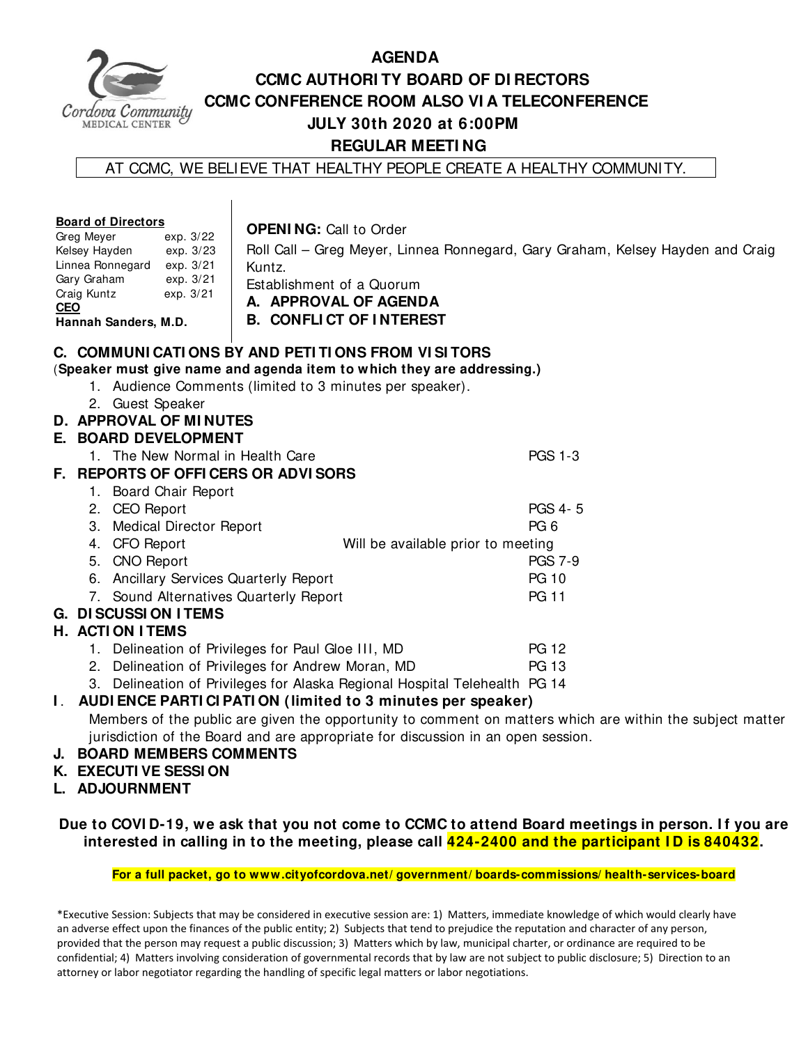# AGENDA

## CCMC AUTHORITY BOARD OF DIRECTORS

## CCMC CONFERENCE ROOM ALSO VIA TELECONFERENCE

## JULY 30th 2020 at 6:00PM

## REGULAR MEETING

AT CCMC, WE BELIEVE THAT HEALTHY PEOPLE CREATE A HEALTHY COMMUNITY.

**Board of Directors**

| | |
|---|---|
| Greg Meyer | exp. 3/22 |
| Kelsey Hayden | exp. 3/23 |
| Linnea Ronnegard | exp. 3/21 |
| Gary Graham | exp. 3/21 |
| Craig Kuntz | exp. 3/21 |

**CEO**

**Hannah Sanders, M.D.**

**OPENING:** Call to Order

Roll Call – Greg Meyer, Linnea Ronnegard, Gary Graham, Kelsey Hayden and Craig Kuntz.

Establishment of a Quorum

**A. APPROVAL OF AGENDA**

**B. CONFLICT OF INTEREST**

**C. COMMUNICATIONS BY AND PETITIONS FROM VISITORS**

(**Speaker must give name and agenda item to which they are addressing.)**

1. Audience Comments (limited to 3 minutes per speaker).
2. Guest Speaker

**D. APPROVAL OF MINUTES**

**E. BOARD DEVELOPMENT**

1. The New Normal in Health Care — PGS 1-3

**F. REPORTS OF OFFICERS OR ADVISORS**

1. Board Chair Report
2. CEO Report — PGS 4- 5
3. Medical Director Report — PG 6
4. CFO Report — Will be available prior to meeting
5. CNO Report — PGS 7-9
6. Ancillary Services Quarterly Report — PG 10
7. Sound Alternatives Quarterly Report — PG 11

**G. DISCUSSION ITEMS**

**H. ACTION ITEMS**

1. Delineation of Privileges for Paul Gloe III, MD — PG 12
2. Delineation of Privileges for Andrew Moran, MD — PG 13
3. Delineation of Privileges for Alaska Regional Hospital Telehealth — PG 14

**I. AUDIENCE PARTICIPATION (limited to 3 minutes per speaker)**

Members of the public are given the opportunity to comment on matters which are within the subject matter jurisdiction of the Board and are appropriate for discussion in an open session.

**J. BOARD MEMBERS COMMENTS**

**K. EXECUTIVE SESSION**

**L. ADJOURNMENT**

**Due to COVID-19, we ask that you not come to CCMC to attend Board meetings in person. If you are interested in calling in to the meeting, please call 424-2400 and the participant ID is 840432.**

**For a full packet, go to www.cityofcordova.net/government/boards-commissions/health-services-board**

*Executive Session: Subjects that may be considered in executive session are: 1) Matters, immediate knowledge of which would clearly have an adverse effect upon the finances of the public entity; 2) Subjects that tend to prejudice the reputation and character of any person, provided that the person may request a public discussion; 3) Matters which by law, municipal charter, or ordinance are required to be confidential; 4) Matters involving consideration of governmental records that by law are not subject to public disclosure; 5) Direction to an attorney or labor negotiator regarding the handling of specific legal matters or labor negotiations.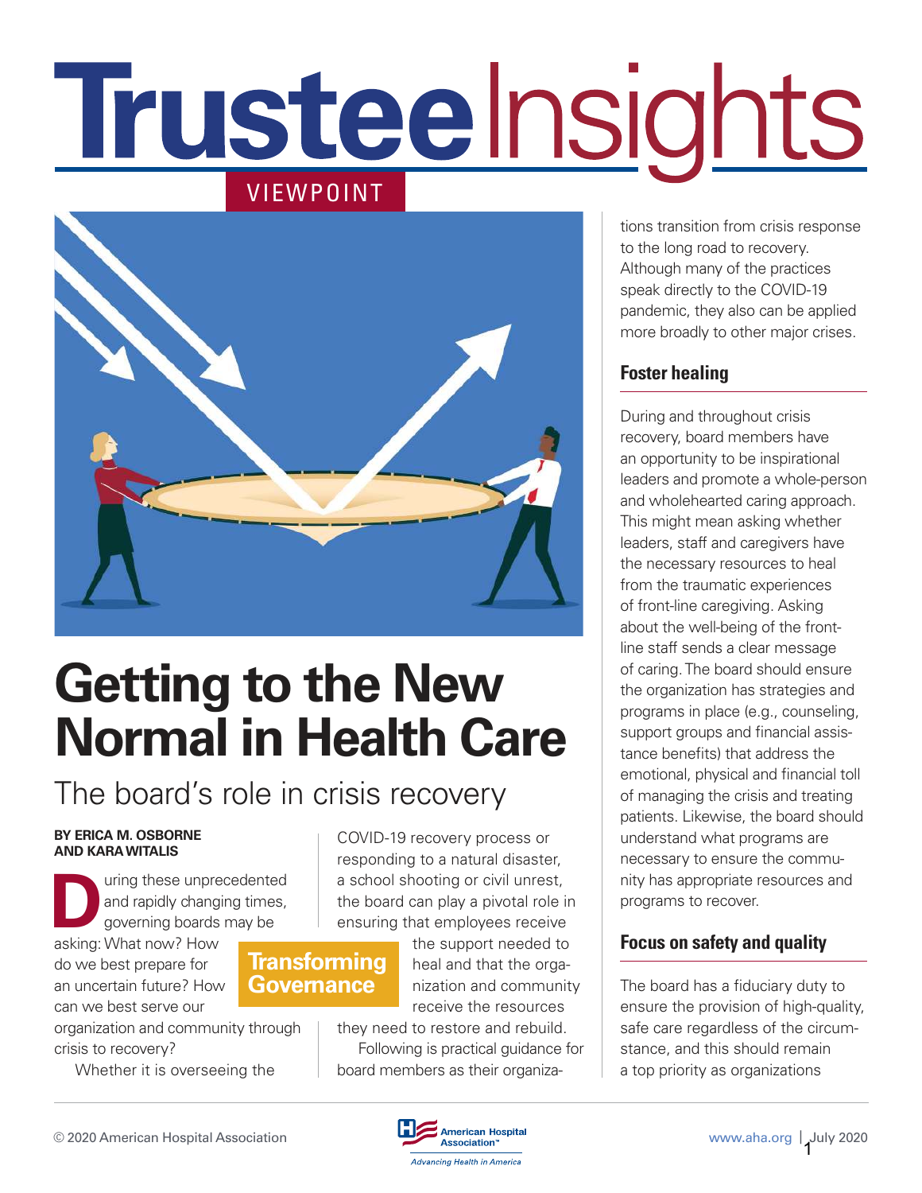# Trustee Insights

VIEWPOINT

# Getting to the New Normal in Health Care

## The board's role in crisis recovery

**BY ERICA M. OSBORNE AND KARA WITALIS**

During these unprecedented and rapidly changing times, governing boards may be asking: What now? How do we best prepare for an uncertain future? How can we best serve our organization and community through crisis to recovery?

**Transforming Governance**

Whether it is overseeing the COVID-19 recovery process or responding to a natural disaster, a school shooting or civil unrest, the board can play a pivotal role in ensuring that employees receive the support needed to heal and that the organization and community receive the resources they need to restore and rebuild.

Following is practical guidance for board members as their organizations transition from crisis response to the long road to recovery. Although many of the practices speak directly to the COVID-19 pandemic, they also can be applied more broadly to other major crises.

### Foster healing

During and throughout crisis recovery, board members have an opportunity to be inspirational leaders and promote a whole-person and wholehearted caring approach. This might mean asking whether leaders, staff and caregivers have the necessary resources to heal from the traumatic experiences of front-line caregiving. Asking about the well-being of the front-line staff sends a clear message of caring. The board should ensure the organization has strategies and programs in place (e.g., counseling, support groups and financial assistance benefits) that address the emotional, physical and financial toll of managing the crisis and treating patients. Likewise, the board should understand what programs are necessary to ensure the community has appropriate resources and programs to recover.

### Focus on safety and quality

The board has a fiduciary duty to ensure the provision of high-quality, safe care regardless of the circumstance, and this should remain a top priority as organizations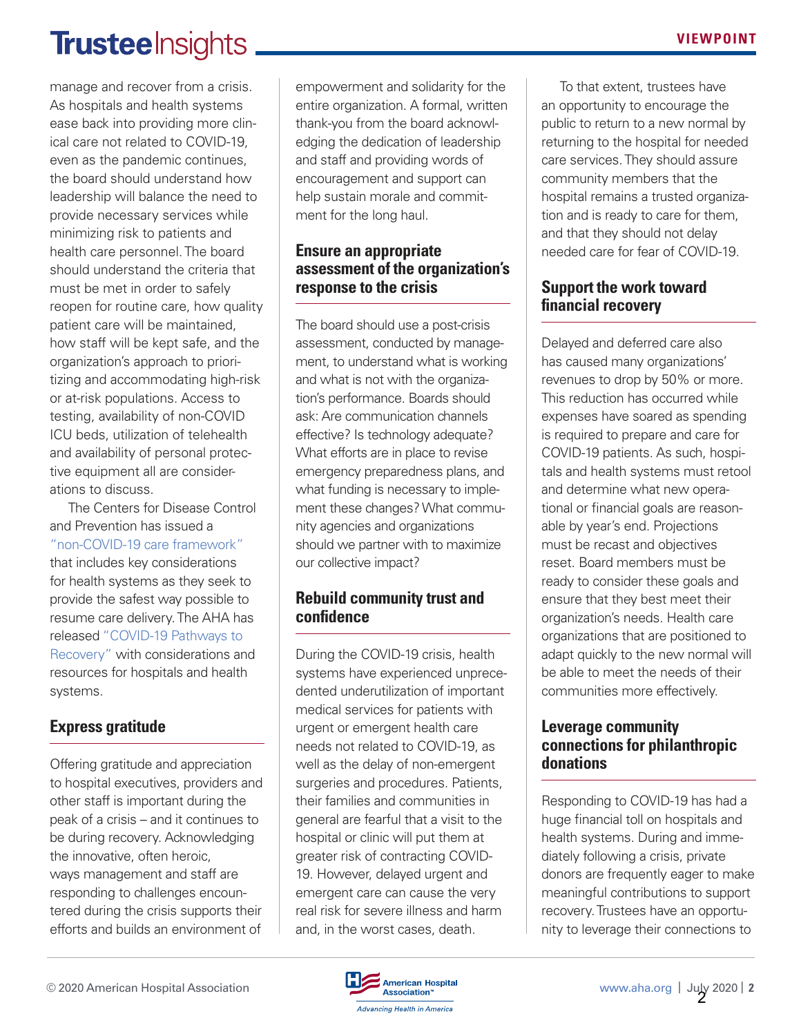manage and recover from a crisis. As hospitals and health systems ease back into providing more clinical care not related to COVID-19, even as the pandemic continues, the board should understand how leadership will balance the need to provide necessary services while minimizing risk to patients and health care personnel. The board should understand the criteria that must be met in order to safely reopen for routine care, how quality patient care will be maintained, how staff will be kept safe, and the organization's approach to prioritizing and accommodating high-risk or at-risk populations. Access to testing, availability of non-COVID ICU beds, utilization of telehealth and availability of personal protective equipment all are considerations to discuss.

The Centers for Disease Control and Prevention has issued a "non-COVID-19 care framework" that includes key considerations for health systems as they seek to provide the safest way possible to resume care delivery. The AHA has released "COVID-19 Pathways to Recovery" with considerations and resources for hospitals and health systems.

## Express gratitude

Offering gratitude and appreciation to hospital executives, providers and other staff is important during the peak of a crisis – and it continues to be during recovery. Acknowledging the innovative, often heroic, ways management and staff are responding to challenges encountered during the crisis supports their efforts and builds an environment of empowerment and solidarity for the entire organization. A formal, written thank-you from the board acknowledging the dedication of leadership and staff and providing words of encouragement and support can help sustain morale and commitment for the long haul.

## Ensure an appropriate assessment of the organization's response to the crisis

The board should use a post-crisis assessment, conducted by management, to understand what is working and what is not with the organization's performance. Boards should ask: Are communication channels effective? Is technology adequate? What efforts are in place to revise emergency preparedness plans, and what funding is necessary to implement these changes? What community agencies and organizations should we partner with to maximize our collective impact?

## Rebuild community trust and confidence

During the COVID-19 crisis, health systems have experienced unprecedented underutilization of important medical services for patients with urgent or emergent health care needs not related to COVID-19, as well as the delay of non-emergent surgeries and procedures. Patients, their families and communities in general are fearful that a visit to the hospital or clinic will put them at greater risk of contracting COVID-19. However, delayed urgent and emergent care can cause the very real risk for severe illness and harm and, in the worst cases, death.

To that extent, trustees have an opportunity to encourage the public to return to a new normal by returning to the hospital for needed care services. They should assure community members that the hospital remains a trusted organization and is ready to care for them, and that they should not delay needed care for fear of COVID-19.

## Support the work toward financial recovery

Delayed and deferred care also has caused many organizations' revenues to drop by 50% or more. This reduction has occurred while expenses have soared as spending is required to prepare and care for COVID-19 patients. As such, hospitals and health systems must retool and determine what new operational or financial goals are reasonable by year's end. Projections must be recast and objectives reset. Board members must be ready to consider these goals and ensure that they best meet their organization's needs. Health care organizations that are positioned to adapt quickly to the new normal will be able to meet the needs of their communities more effectively.

## Leverage community connections for philanthropic donations

Responding to COVID-19 has had a huge financial toll on hospitals and health systems. During and immediately following a crisis, private donors are frequently eager to make meaningful contributions to support recovery. Trustees have an opportunity to leverage their connections to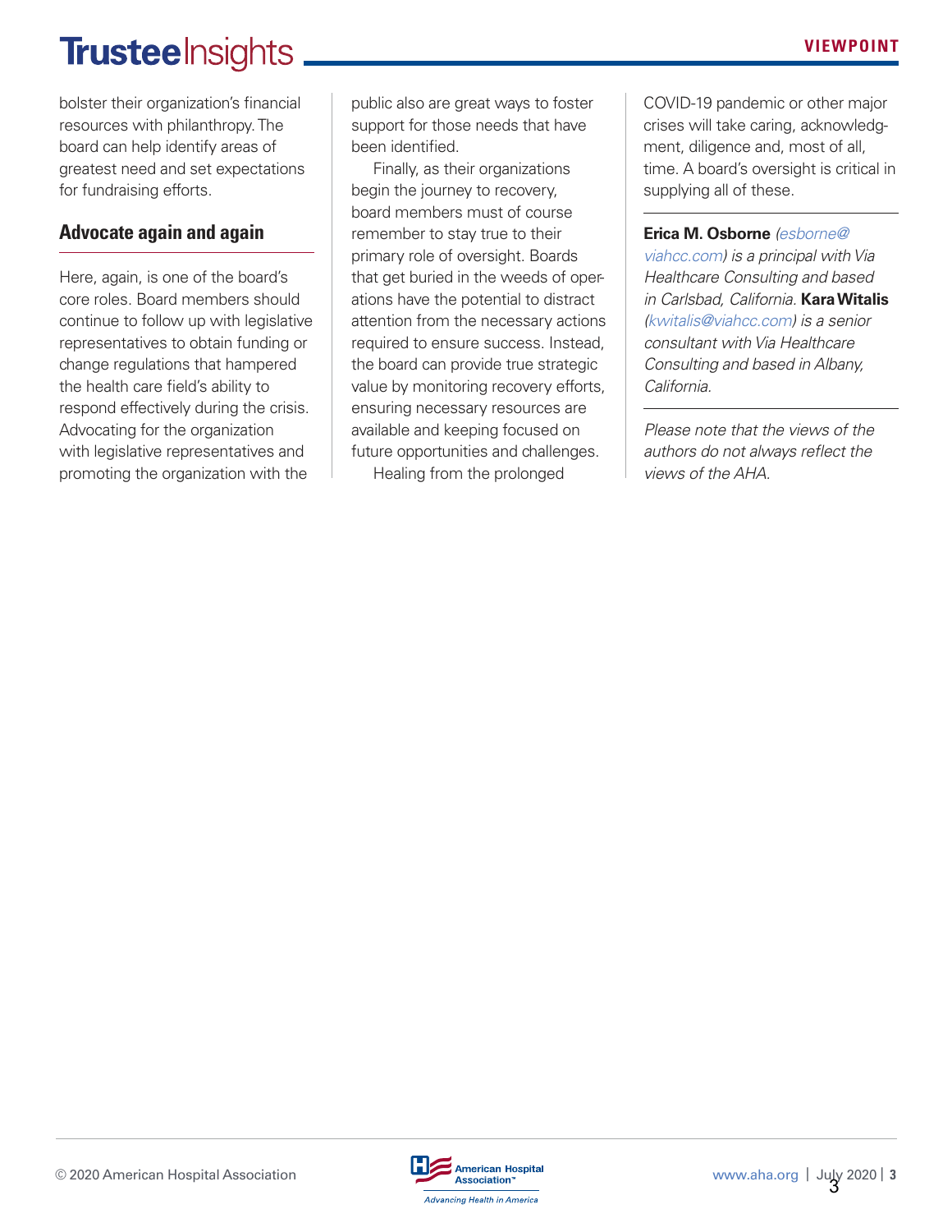bolster their organization's financial resources with philanthropy. The board can help identify areas of greatest need and set expectations for fundraising efforts.

## Advocate again and again

Here, again, is one of the board's core roles. Board members should continue to follow up with legislative representatives to obtain funding or change regulations that hampered the health care field's ability to respond effectively during the crisis. Advocating for the organization with legislative representatives and promoting the organization with the public also are great ways to foster support for those needs that have been identified.

Finally, as their organizations begin the journey to recovery, board members must of course remember to stay true to their primary role of oversight. Boards that get buried in the weeds of operations have the potential to distract attention from the necessary actions required to ensure success. Instead, the board can provide true strategic value by monitoring recovery efforts, ensuring necessary resources are available and keeping focused on future opportunities and challenges.

Healing from the prolonged COVID-19 pandemic or other major crises will take caring, acknowledgment, diligence and, most of all, time. A board's oversight is critical in supplying all of these.

---

**Erica M. Osborne** *(esborne@viahcc.com) is a principal with Via Healthcare Consulting and based in Carlsbad, California.* **Kara Witalis** *(kwitalis@viahcc.com) is a senior consultant with Via Healthcare Consulting and based in Albany, California.*

---

*Please note that the views of the authors do not always reflect the views of the AHA.*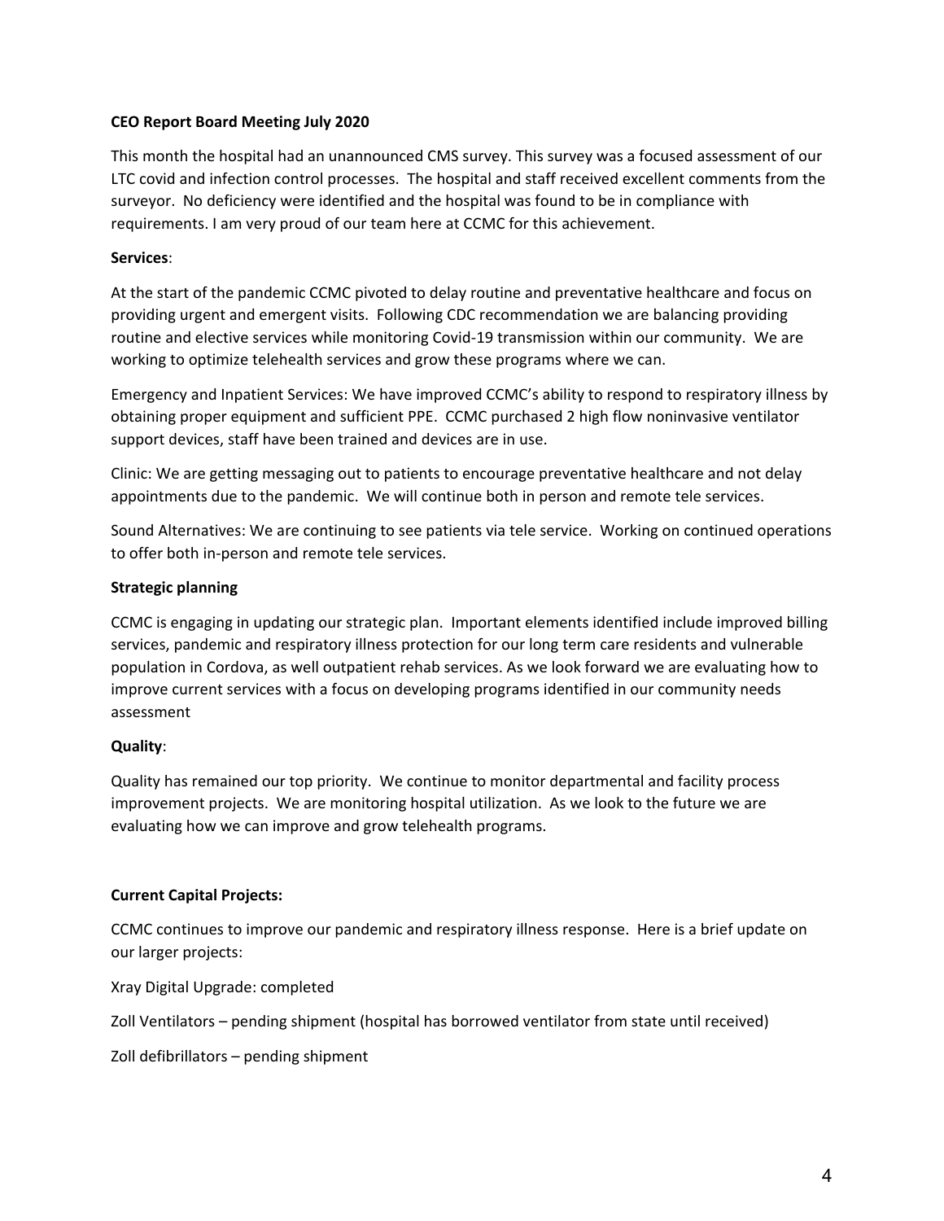**CEO Report Board Meeting July 2020**

This month the hospital had an unannounced CMS survey. This survey was a focused assessment of our LTC covid and infection control processes. The hospital and staff received excellent comments from the surveyor. No deficiency were identified and the hospital was found to be in compliance with requirements. I am very proud of our team here at CCMC for this achievement.

**Services**:

At the start of the pandemic CCMC pivoted to delay routine and preventative healthcare and focus on providing urgent and emergent visits. Following CDC recommendation we are balancing providing routine and elective services while monitoring Covid-19 transmission within our community. We are working to optimize telehealth services and grow these programs where we can.

Emergency and Inpatient Services: We have improved CCMC's ability to respond to respiratory illness by obtaining proper equipment and sufficient PPE. CCMC purchased 2 high flow noninvasive ventilator support devices, staff have been trained and devices are in use.

Clinic: We are getting messaging out to patients to encourage preventative healthcare and not delay appointments due to the pandemic. We will continue both in person and remote tele services.

Sound Alternatives: We are continuing to see patients via tele service. Working on continued operations to offer both in-person and remote tele services.

**Strategic planning**

CCMC is engaging in updating our strategic plan. Important elements identified include improved billing services, pandemic and respiratory illness protection for our long term care residents and vulnerable population in Cordova, as well outpatient rehab services. As we look forward we are evaluating how to improve current services with a focus on developing programs identified in our community needs assessment

**Quality**:

Quality has remained our top priority. We continue to monitor departmental and facility process improvement projects. We are monitoring hospital utilization. As we look to the future we are evaluating how we can improve and grow telehealth programs.

**Current Capital Projects:**

CCMC continues to improve our pandemic and respiratory illness response. Here is a brief update on our larger projects:

Xray Digital Upgrade: completed

Zoll Ventilators – pending shipment (hospital has borrowed ventilator from state until received)

Zoll defibrillators – pending shipment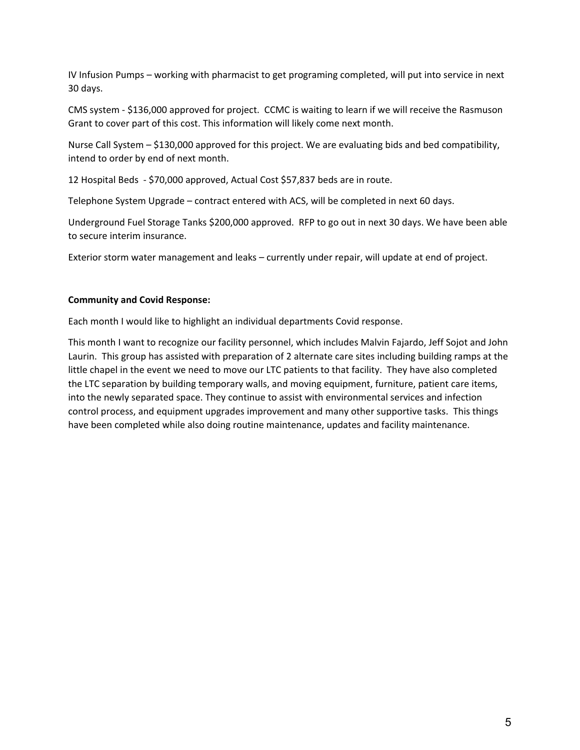IV Infusion Pumps – working with pharmacist to get programing completed, will put into service in next 30 days.

CMS system - $136,000 approved for project. CCMC is waiting to learn if we will receive the Rasmuson Grant to cover part of this cost. This information will likely come next month.

Nurse Call System – $130,000 approved for this project. We are evaluating bids and bed compatibility, intend to order by end of next month.

12 Hospital Beds - $70,000 approved, Actual Cost $57,837 beds are in route.

Telephone System Upgrade – contract entered with ACS, will be completed in next 60 days.

Underground Fuel Storage Tanks $200,000 approved. RFP to go out in next 30 days. We have been able to secure interim insurance.

Exterior storm water management and leaks – currently under repair, will update at end of project.

**Community and Covid Response:**

Each month I would like to highlight an individual departments Covid response.

This month I want to recognize our facility personnel, which includes Malvin Fajardo, Jeff Sojot and John Laurin. This group has assisted with preparation of 2 alternate care sites including building ramps at the little chapel in the event we need to move our LTC patients to that facility. They have also completed the LTC separation by building temporary walls, and moving equipment, furniture, patient care items, into the newly separated space. They continue to assist with environmental services and infection control process, and equipment upgrades improvement and many other supportive tasks. This things have been completed while also doing routine maintenance, updates and facility maintenance.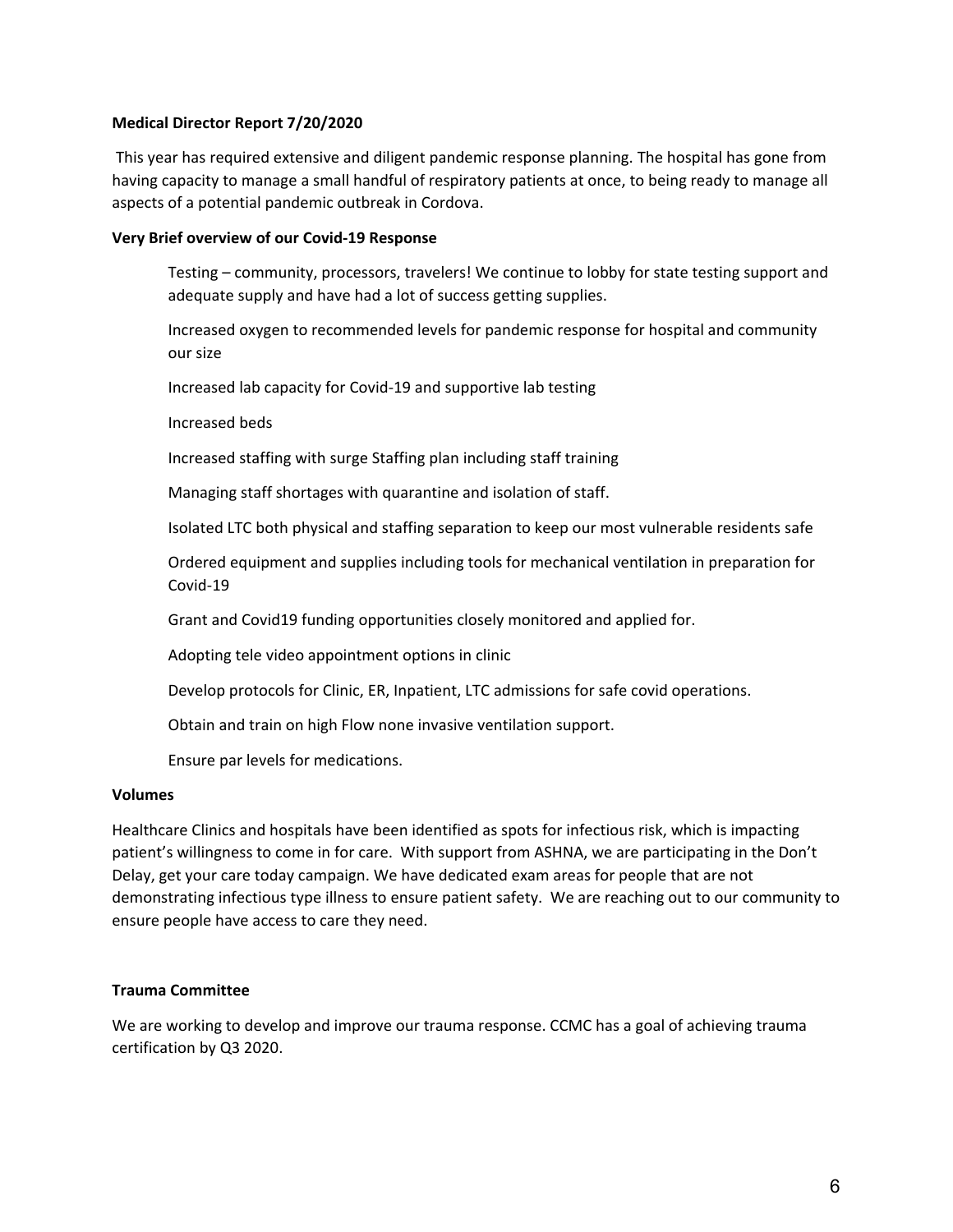**Medical Director Report 7/20/2020**

This year has required extensive and diligent pandemic response planning. The hospital has gone from having capacity to manage a small handful of respiratory patients at once, to being ready to manage all aspects of a potential pandemic outbreak in Cordova.

**Very Brief overview of our Covid-19 Response**

Testing – community, processors, travelers! We continue to lobby for state testing support and adequate supply and have had a lot of success getting supplies.

Increased oxygen to recommended levels for pandemic response for hospital and community our size

Increased lab capacity for Covid-19 and supportive lab testing

Increased beds

Increased staffing with surge Staffing plan including staff training

Managing staff shortages with quarantine and isolation of staff.

Isolated LTC both physical and staffing separation to keep our most vulnerable residents safe

Ordered equipment and supplies including tools for mechanical ventilation in preparation for Covid-19

Grant and Covid19 funding opportunities closely monitored and applied for.

Adopting tele video appointment options in clinic

Develop protocols for Clinic, ER, Inpatient, LTC admissions for safe covid operations.

Obtain and train on high Flow none invasive ventilation support.

Ensure par levels for medications.

**Volumes**

Healthcare Clinics and hospitals have been identified as spots for infectious risk, which is impacting patient's willingness to come in for care. With support from ASHNA, we are participating in the Don't Delay, get your care today campaign. We have dedicated exam areas for people that are not demonstrating infectious type illness to ensure patient safety. We are reaching out to our community to ensure people have access to care they need.

**Trauma Committee**

We are working to develop and improve our trauma response. CCMC has a goal of achieving trauma certification by Q3 2020.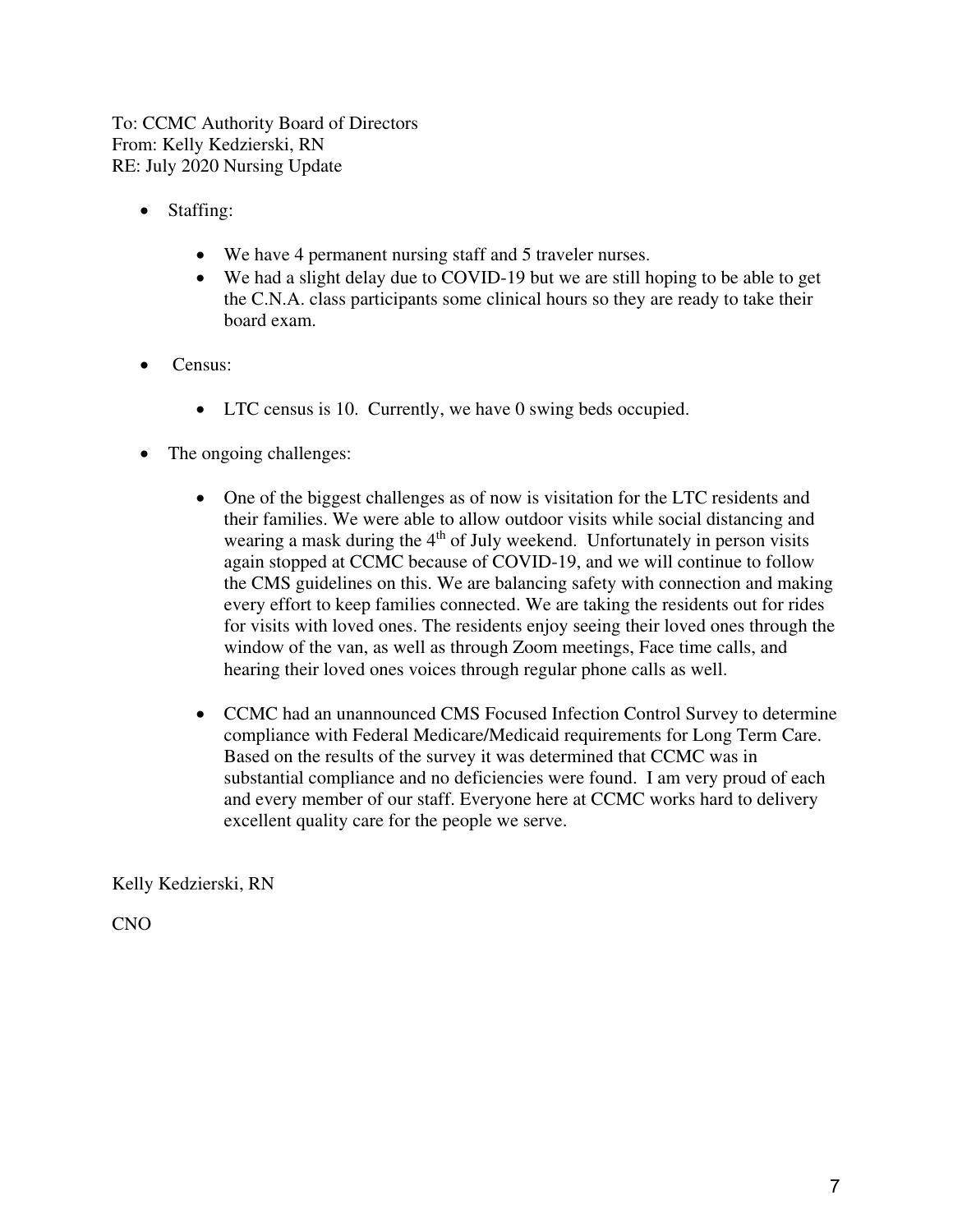To: CCMC Authority Board of Directors
From: Kelly Kedzierski, RN
RE: July 2020 Nursing Update

- Staffing:
  - We have 4 permanent nursing staff and 5 traveler nurses.
  - We had a slight delay due to COVID-19 but we are still hoping to be able to get the C.N.A. class participants some clinical hours so they are ready to take their board exam.
- Census:
  - LTC census is 10. Currently, we have 0 swing beds occupied.
- The ongoing challenges:
  - One of the biggest challenges as of now is visitation for the LTC residents and their families. We were able to allow outdoor visits while social distancing and wearing a mask during the 4th of July weekend. Unfortunately in person visits again stopped at CCMC because of COVID-19, and we will continue to follow the CMS guidelines on this. We are balancing safety with connection and making every effort to keep families connected. We are taking the residents out for rides for visits with loved ones. The residents enjoy seeing their loved ones through the window of the van, as well as through Zoom meetings, Face time calls, and hearing their loved ones voices through regular phone calls as well.
  - CCMC had an unannounced CMS Focused Infection Control Survey to determine compliance with Federal Medicare/Medicaid requirements for Long Term Care. Based on the results of the survey it was determined that CCMC was in substantial compliance and no deficiencies were found. I am very proud of each and every member of our staff. Everyone here at CCMC works hard to delivery excellent quality care for the people we serve.

Kelly Kedzierski, RN

CNO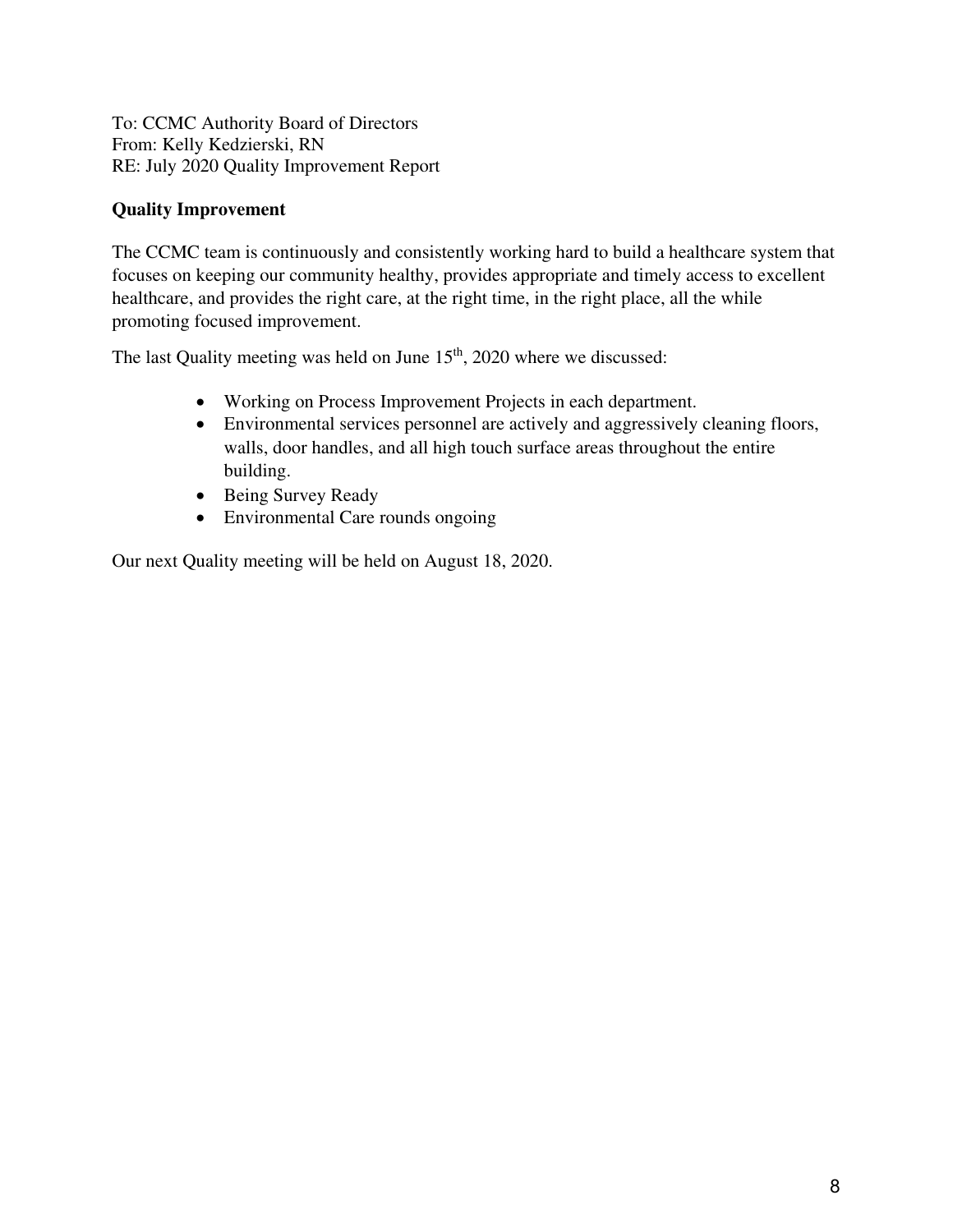To: CCMC Authority Board of Directors
From: Kelly Kedzierski, RN
RE: July 2020 Quality Improvement Report

**Quality Improvement**

The CCMC team is continuously and consistently working hard to build a healthcare system that focuses on keeping our community healthy, provides appropriate and timely access to excellent healthcare, and provides the right care, at the right time, in the right place, all the while promoting focused improvement.

The last Quality meeting was held on June 15th, 2020 where we discussed:

- Working on Process Improvement Projects in each department.
- Environmental services personnel are actively and aggressively cleaning floors, walls, door handles, and all high touch surface areas throughout the entire building.
- Being Survey Ready
- Environmental Care rounds ongoing

Our next Quality meeting will be held on August 18, 2020.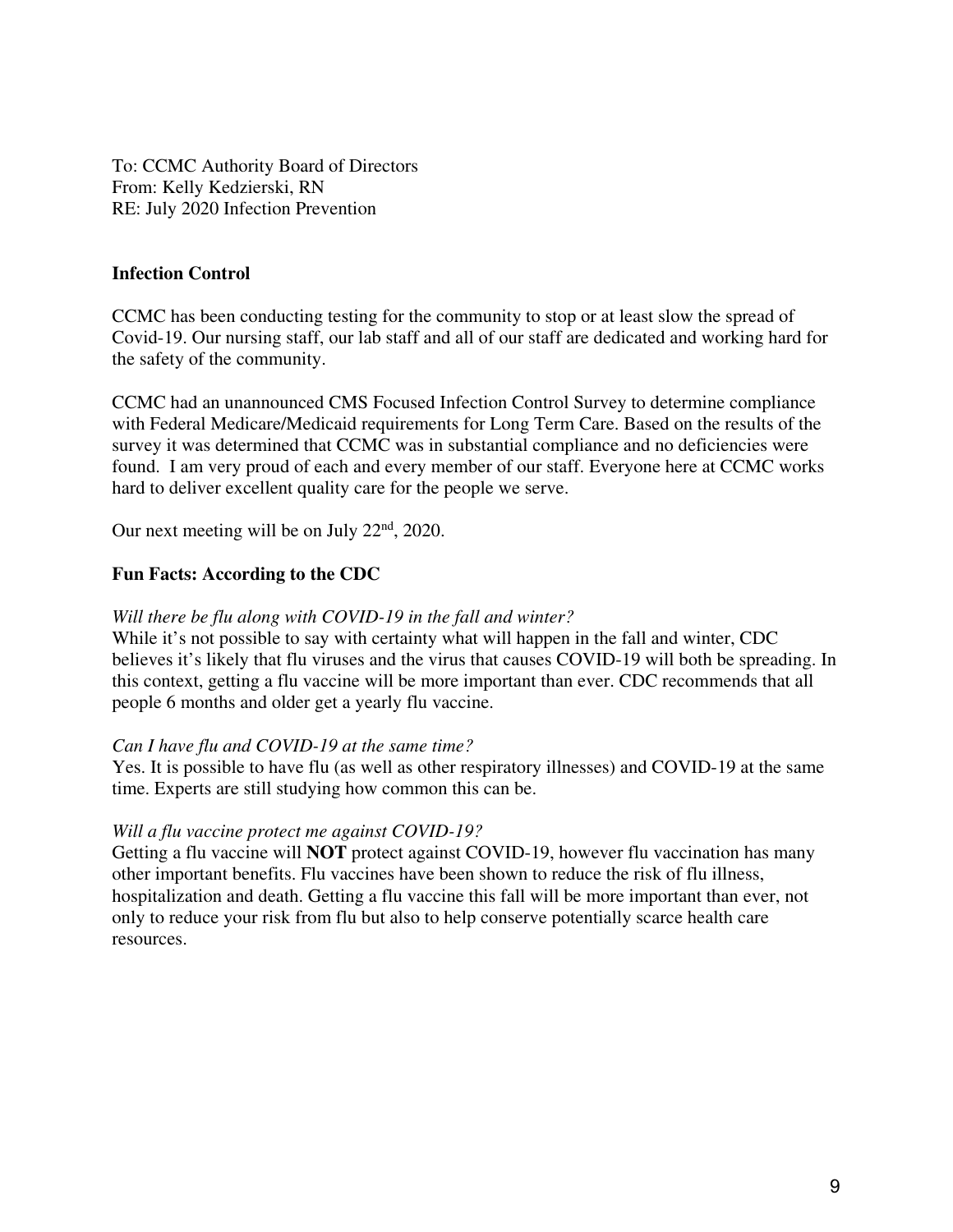To: CCMC Authority Board of Directors
From: Kelly Kedzierski, RN
RE: July 2020 Infection Prevention

**Infection Control**

CCMC has been conducting testing for the community to stop or at least slow the spread of Covid-19. Our nursing staff, our lab staff and all of our staff are dedicated and working hard for the safety of the community.

CCMC had an unannounced CMS Focused Infection Control Survey to determine compliance with Federal Medicare/Medicaid requirements for Long Term Care. Based on the results of the survey it was determined that CCMC was in substantial compliance and no deficiencies were found. I am very proud of each and every member of our staff. Everyone here at CCMC works hard to deliver excellent quality care for the people we serve.

Our next meeting will be on July 22nd, 2020.

**Fun Facts: According to the CDC**

*Will there be flu along with COVID-19 in the fall and winter?*
While it's not possible to say with certainty what will happen in the fall and winter, CDC believes it's likely that flu viruses and the virus that causes COVID-19 will both be spreading. In this context, getting a flu vaccine will be more important than ever. CDC recommends that all people 6 months and older get a yearly flu vaccine.

*Can I have flu and COVID-19 at the same time?*
Yes. It is possible to have flu (as well as other respiratory illnesses) and COVID-19 at the same time. Experts are still studying how common this can be.

*Will a flu vaccine protect me against COVID-19?*
Getting a flu vaccine will **NOT** protect against COVID-19, however flu vaccination has many other important benefits. Flu vaccines have been shown to reduce the risk of flu illness, hospitalization and death. Getting a flu vaccine this fall will be more important than ever, not only to reduce your risk from flu but also to help conserve potentially scarce health care resources.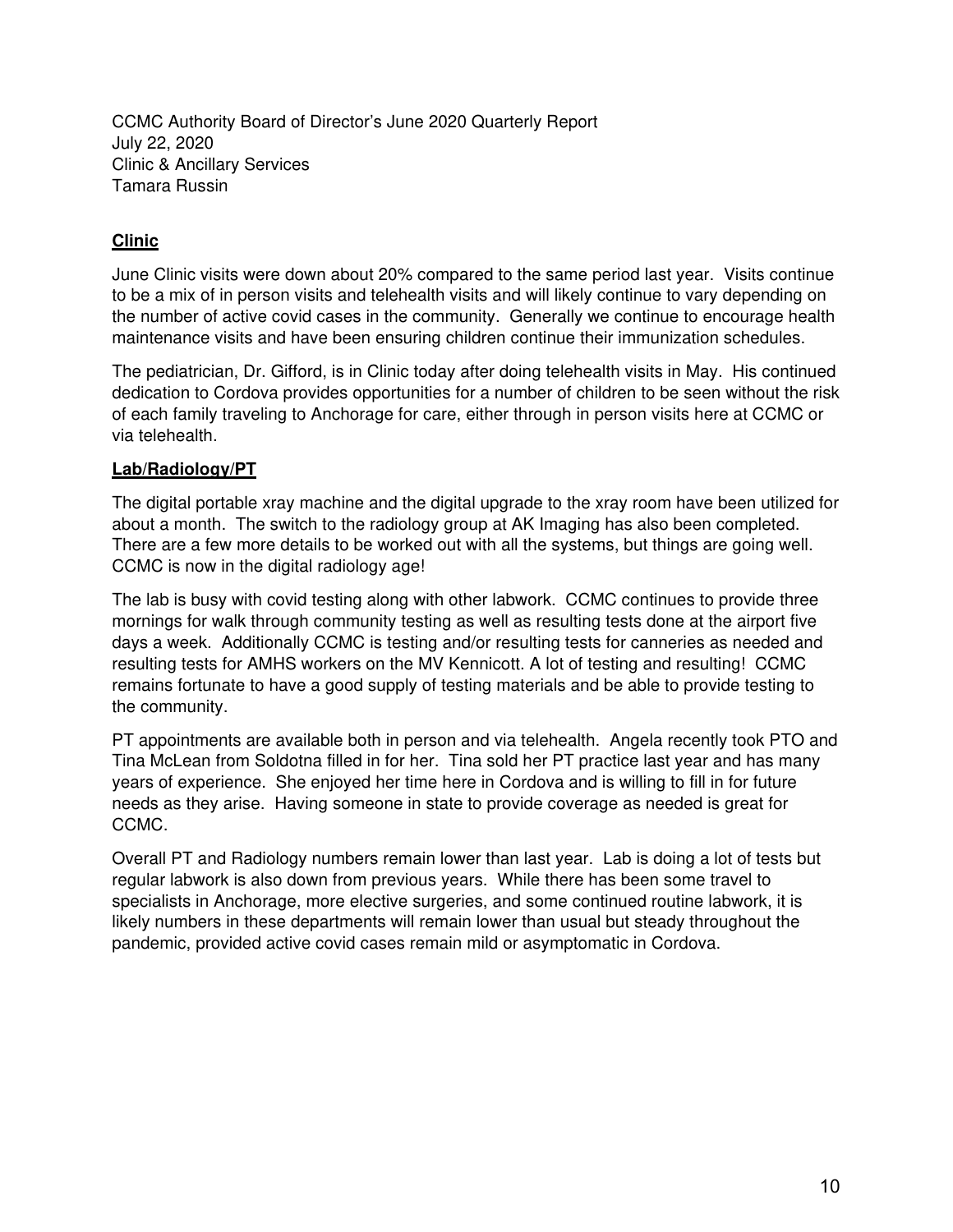CCMC Authority Board of Director's June 2020 Quarterly Report
July 22, 2020
Clinic & Ancillary Services
Tamara Russin

## Clinic

June Clinic visits were down about 20% compared to the same period last year. Visits continue to be a mix of in person visits and telehealth visits and will likely continue to vary depending on the number of active covid cases in the community. Generally we continue to encourage health maintenance visits and have been ensuring children continue their immunization schedules.

The pediatrician, Dr. Gifford, is in Clinic today after doing telehealth visits in May. His continued dedication to Cordova provides opportunities for a number of children to be seen without the risk of each family traveling to Anchorage for care, either through in person visits here at CCMC or via telehealth.

## Lab/Radiology/PT

The digital portable xray machine and the digital upgrade to the xray room have been utilized for about a month. The switch to the radiology group at AK Imaging has also been completed. There are a few more details to be worked out with all the systems, but things are going well. CCMC is now in the digital radiology age!

The lab is busy with covid testing along with other labwork. CCMC continues to provide three mornings for walk through community testing as well as resulting tests done at the airport five days a week. Additionally CCMC is testing and/or resulting tests for canneries as needed and resulting tests for AMHS workers on the MV Kennicott. A lot of testing and resulting! CCMC remains fortunate to have a good supply of testing materials and be able to provide testing to the community.

PT appointments are available both in person and via telehealth. Angela recently took PTO and Tina McLean from Soldotna filled in for her. Tina sold her PT practice last year and has many years of experience. She enjoyed her time here in Cordova and is willing to fill in for future needs as they arise. Having someone in state to provide coverage as needed is great for CCMC.

Overall PT and Radiology numbers remain lower than last year. Lab is doing a lot of tests but regular labwork is also down from previous years. While there has been some travel to specialists in Anchorage, more elective surgeries, and some continued routine labwork, it is likely numbers in these departments will remain lower than usual but steady throughout the pandemic, provided active covid cases remain mild or asymptomatic in Cordova.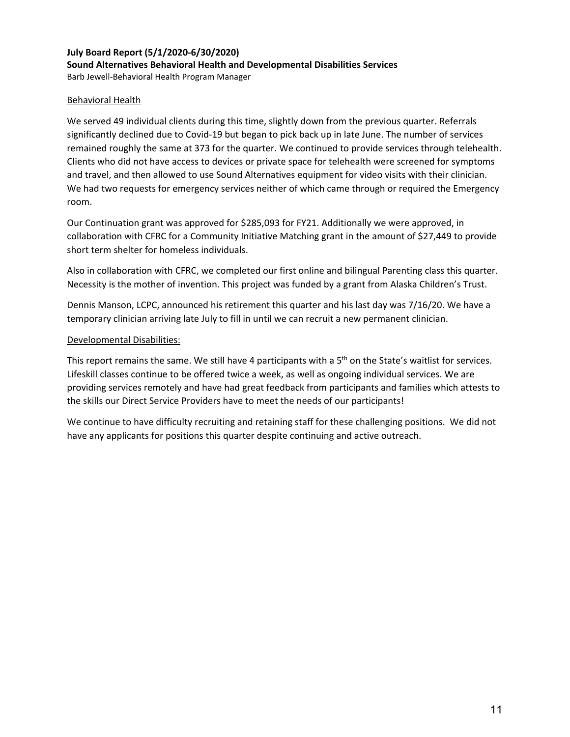**July Board Report (5/1/2020-6/30/2020)**
**Sound Alternatives Behavioral Health and Developmental Disabilities Services**
Barb Jewell-Behavioral Health Program Manager

<u>Behavioral Health</u>

We served 49 individual clients during this time, slightly down from the previous quarter. Referrals significantly declined due to Covid-19 but began to pick back up in late June. The number of services remained roughly the same at 373 for the quarter. We continued to provide services through telehealth. Clients who did not have access to devices or private space for telehealth were screened for symptoms and travel, and then allowed to use Sound Alternatives equipment for video visits with their clinician. We had two requests for emergency services neither of which came through or required the Emergency room.

Our Continuation grant was approved for $285,093 for FY21. Additionally we were approved, in collaboration with CFRC for a Community Initiative Matching grant in the amount of $27,449 to provide short term shelter for homeless individuals.

Also in collaboration with CFRC, we completed our first online and bilingual Parenting class this quarter. Necessity is the mother of invention. This project was funded by a grant from Alaska Children's Trust.

Dennis Manson, LCPC, announced his retirement this quarter and his last day was 7/16/20. We have a temporary clinician arriving late July to fill in until we can recruit a new permanent clinician.

<u>Developmental Disabilities:</u>

This report remains the same. We still have 4 participants with a 5th on the State's waitlist for services. Lifeskill classes continue to be offered twice a week, as well as ongoing individual services. We are providing services remotely and have had great feedback from participants and families which attests to the skills our Direct Service Providers have to meet the needs of our participants!

We continue to have difficulty recruiting and retaining staff for these challenging positions. We did not have any applicants for positions this quarter despite continuing and active outreach.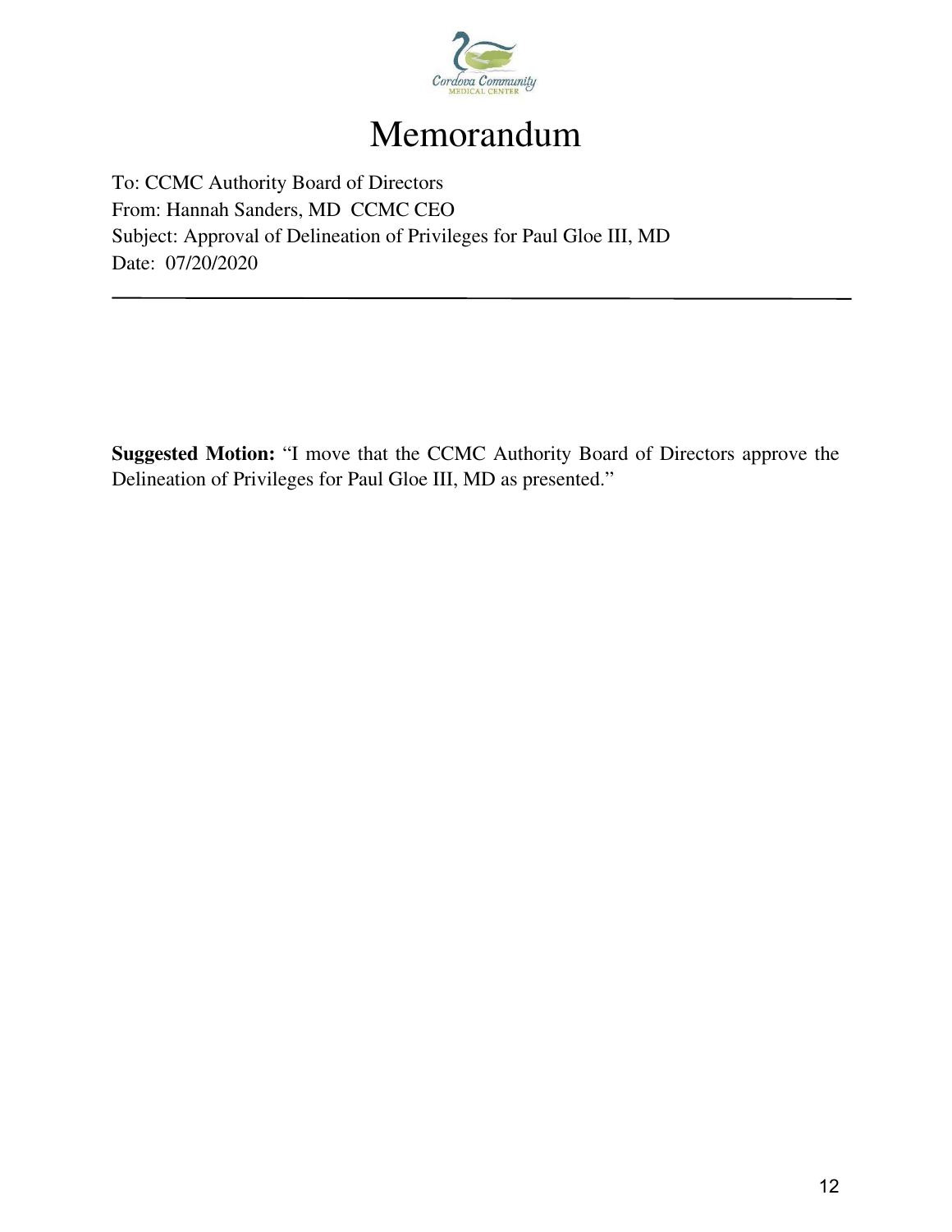# Memorandum

To: CCMC Authority Board of Directors
From: Hannah Sanders, MD CCMC CEO
Subject: Approval of Delineation of Privileges for Paul Gloe III, MD
Date: 07/20/2020

---

**Suggested Motion:** "I move that the CCMC Authority Board of Directors approve the Delineation of Privileges for Paul Gloe III, MD as presented."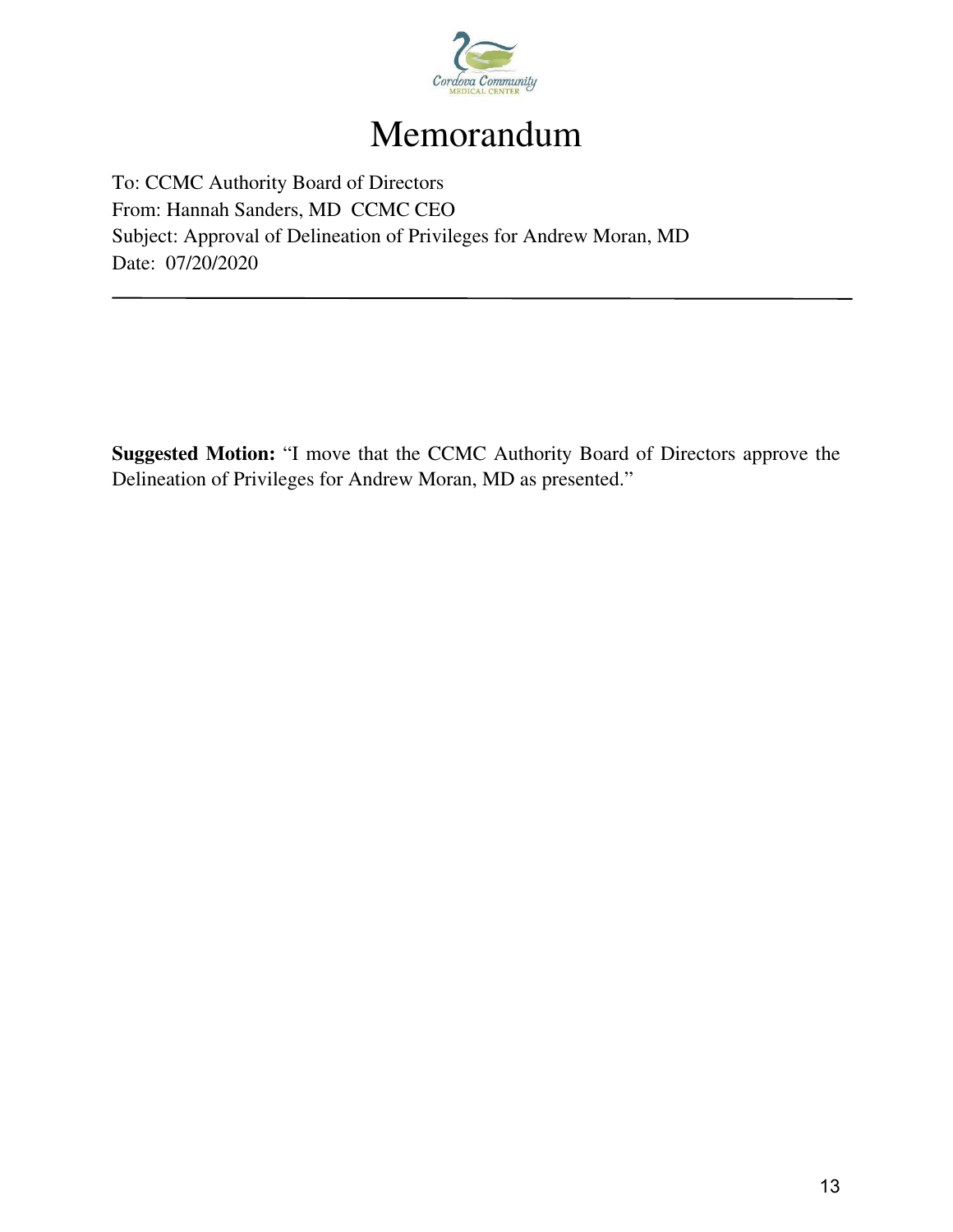# Memorandum

To: CCMC Authority Board of Directors
From: Hannah Sanders, MD CCMC CEO
Subject: Approval of Delineation of Privileges for Andrew Moran, MD
Date: 07/20/2020

---

**Suggested Motion:** "I move that the CCMC Authority Board of Directors approve the Delineation of Privileges for Andrew Moran, MD as presented."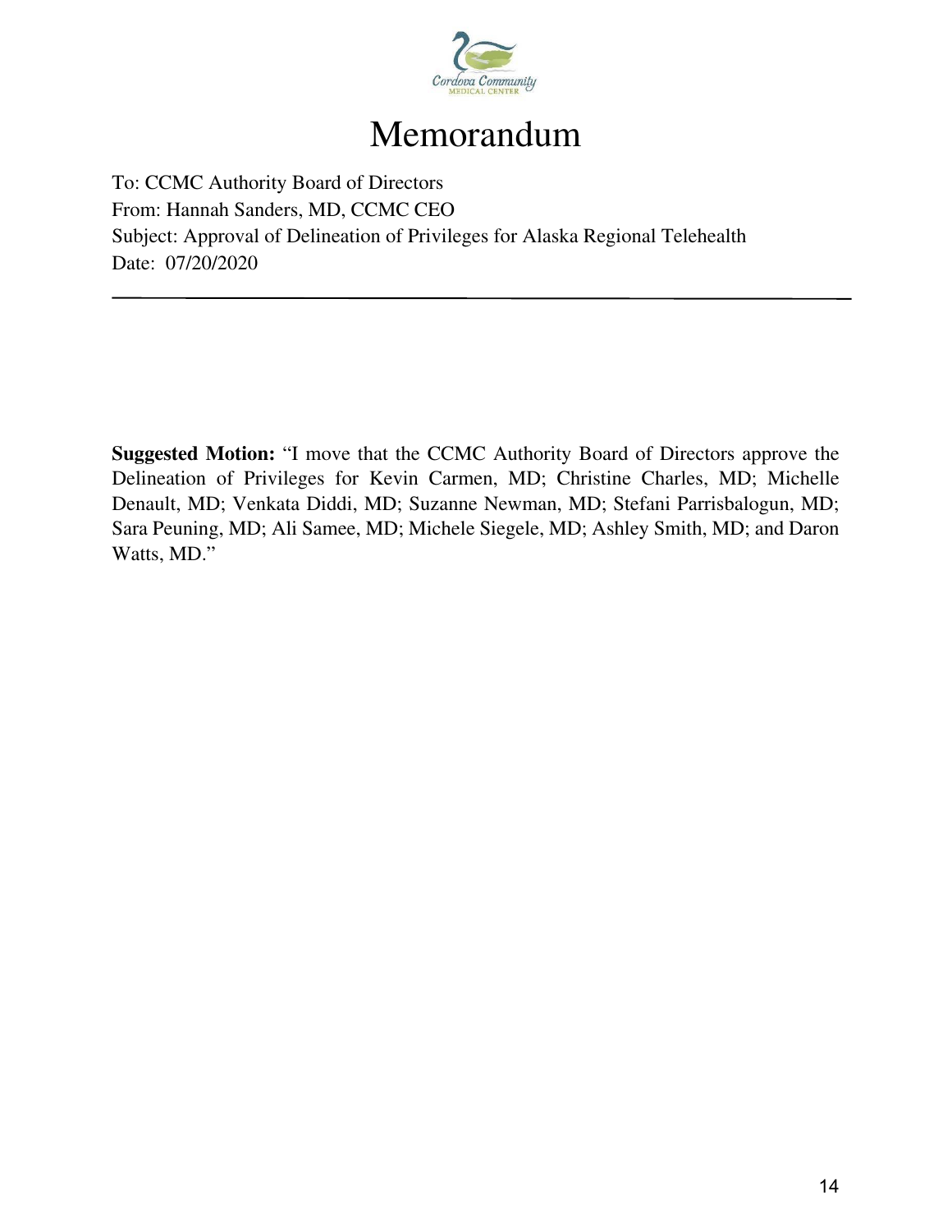# Memorandum

To: CCMC Authority Board of Directors
From: Hannah Sanders, MD, CCMC CEO
Subject: Approval of Delineation of Privileges for Alaska Regional Telehealth
Date: 07/20/2020

---

**Suggested Motion:** "I move that the CCMC Authority Board of Directors approve the Delineation of Privileges for Kevin Carmen, MD; Christine Charles, MD; Michelle Denault, MD; Venkata Diddi, MD; Suzanne Newman, MD; Stefani Parrisbalogun, MD; Sara Peuning, MD; Ali Samee, MD; Michele Siegele, MD; Ashley Smith, MD; and Daron Watts, MD."